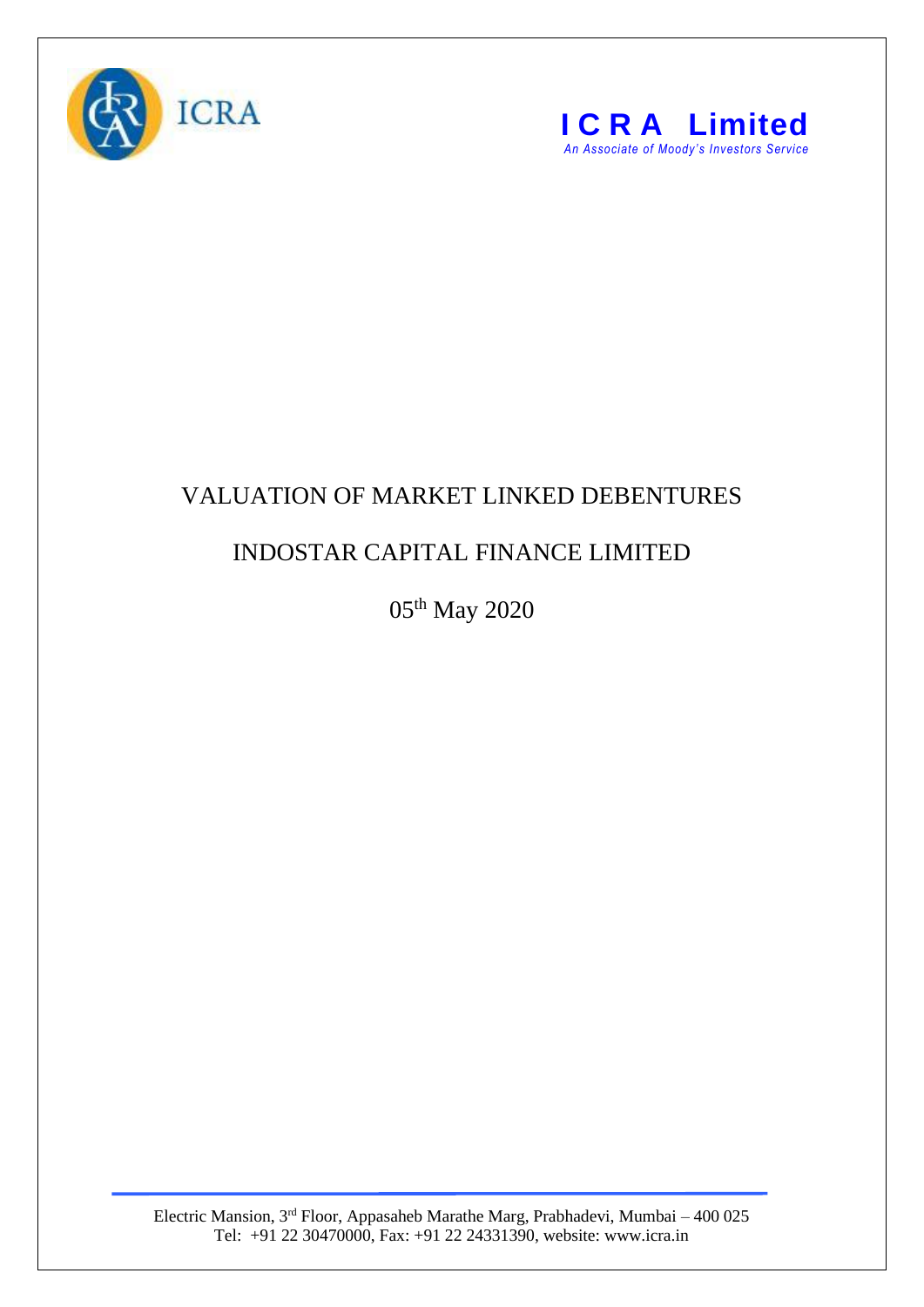ICRA

**ICRA Limited**

*An Associate of Moody's Investors Service*

# VALUATION OF MARKET LINKED DEBENTURES

## INDOSTAR CAPITAL FINANCE LIMITED

05th May 2020

Electric Mansion, 3rd Floor, Appasaheb Marathe Marg, Prabhadevi, Mumbai – 400 025
Tel: +91 22 30470000, Fax: +91 22 24331390, website: www.icra.in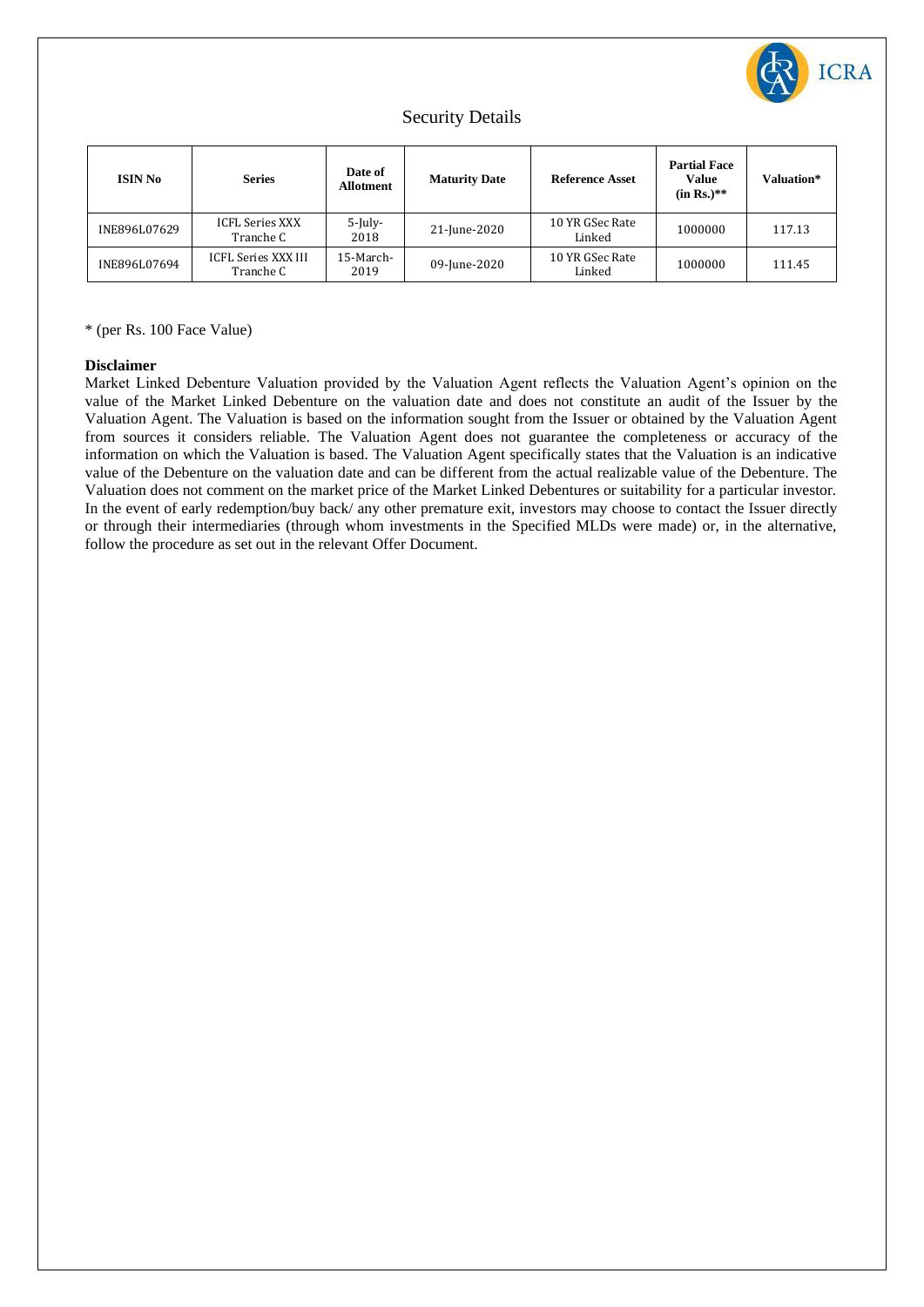## Security Details

| ISIN No | Series | Date of Allotment | Maturity Date | Reference Asset | Partial Face Value (in Rs.)** | Valuation* |
|---|---|---|---|---|---|---|
| INE896L07629 | ICFL Series XXX Tranche C | 5-July-2018 | 21-June-2020 | 10 YR GSec Rate Linked | 1000000 | 117.13 |
| INE896L07694 | ICFL Series XXX III Tranche C | 15-March-2019 | 09-June-2020 | 10 YR GSec Rate Linked | 1000000 | 111.45 |

* (per Rs. 100 Face Value)

**Disclaimer**

Market Linked Debenture Valuation provided by the Valuation Agent reflects the Valuation Agent's opinion on the value of the Market Linked Debenture on the valuation date and does not constitute an audit of the Issuer by the Valuation Agent. The Valuation is based on the information sought from the Issuer or obtained by the Valuation Agent from sources it considers reliable. The Valuation Agent does not guarantee the completeness or accuracy of the information on which the Valuation is based. The Valuation Agent specifically states that the Valuation is an indicative value of the Debenture on the valuation date and can be different from the actual realizable value of the Debenture. The Valuation does not comment on the market price of the Market Linked Debentures or suitability for a particular investor. In the event of early redemption/buy back/ any other premature exit, investors may choose to contact the Issuer directly or through their intermediaries (through whom investments in the Specified MLDs were made) or, in the alternative, follow the procedure as set out in the relevant Offer Document.